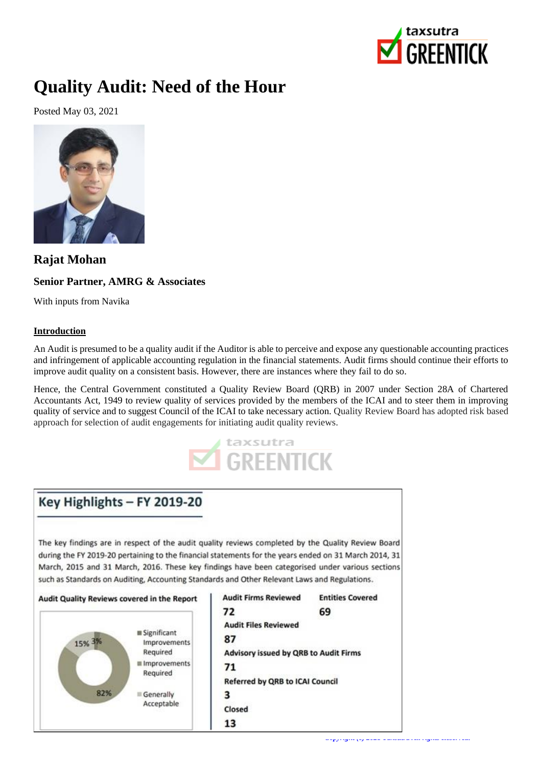# Quality Audit: Need of the Hour

Posted May 03, 2021

## Rajat Mohan

### Senior Partner, AMRG & Associates

With inputs from Navika

**Introduction**

An Audit is presumed to be a quality audit if the Auditor is able to perceive and expose any questionable accounting practices and infringement of applicable accounting regulation in the financial statements. Audit firms should continue their efforts to improve audit quality on a consistent basis. However, there are instances where they fail to do so.

Hence, the Central Government constituted a Quality Review Board (QRB) in 2007 under Section 28A of Chartered Accountants Act, 1949 to review quality of services provided by the members of the ICAI and to steer them in improving quality of service and to suggest Council of the ICAI to take necessary action. Quality Review Board has adopted risk based approach for selection of audit engagements for initiating audit quality reviews.

## Key Highlights – FY 2019-20

The key findings are in respect of the audit quality reviews completed by the Quality Review Board during the FY 2019-20 pertaining to the financial statements for the years ended on 31 March 2014, 31 March, 2015 and 31 March, 2016. These key findings have been categorised under various sections such as Standards on Auditing, Accounting Standards and Other Relevant Laws and Regulations.

**Audit Quality Reviews covered in the Report**

- Significant Improvements Required: 3%
- Improvements Required: 15%
- Generally Acceptable: 82%

| Audit Firms Reviewed | Entities Covered |
|---|---|
| 72 | 69 |

**Audit Files Reviewed**
87

**Advisory issued by QRB to Audit Firms**
71

**Referred by QRB to ICAI Council**
3

**Closed**
13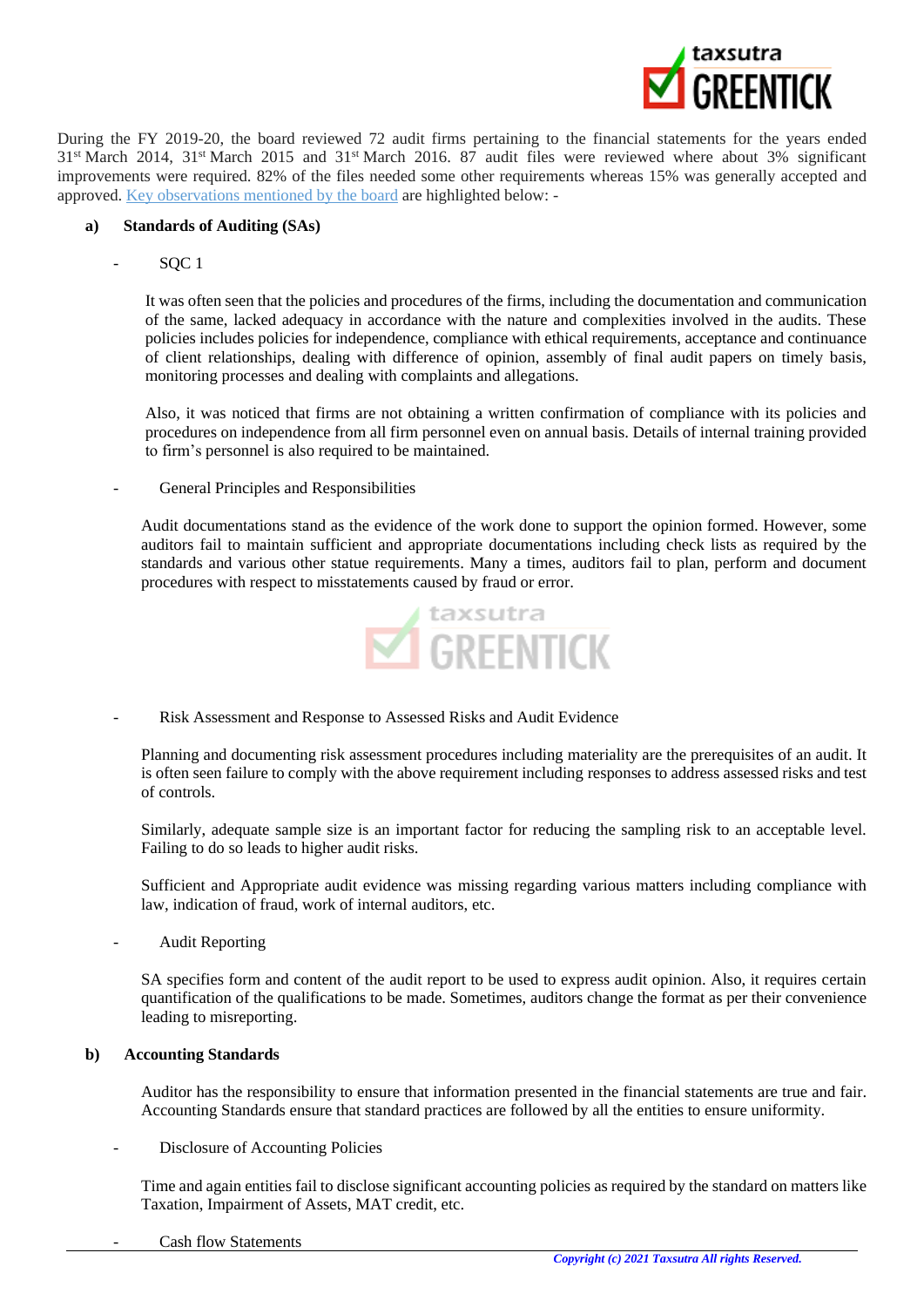During the FY 2019-20, the board reviewed 72 audit firms pertaining to the financial statements for the years ended 31st March 2014, 31st March 2015 and 31st March 2016. 87 audit files were reviewed where about 3% significant improvements were required. 82% of the files needed some other requirements whereas 15% was generally accepted and approved. Key observations mentioned by the board are highlighted below: -

**a) Standards of Auditing (SAs)**

- SQC 1

  It was often seen that the policies and procedures of the firms, including the documentation and communication of the same, lacked adequacy in accordance with the nature and complexities involved in the audits. These policies includes policies for independence, compliance with ethical requirements, acceptance and continuance of client relationships, dealing with difference of opinion, assembly of final audit papers on timely basis, monitoring processes and dealing with complaints and allegations.

  Also, it was noticed that firms are not obtaining a written confirmation of compliance with its policies and procedures on independence from all firm personnel even on annual basis. Details of internal training provided to firm's personnel is also required to be maintained.

- General Principles and Responsibilities

  Audit documentations stand as the evidence of the work done to support the opinion formed. However, some auditors fail to maintain sufficient and appropriate documentations including check lists as required by the standards and various other statue requirements. Many a times, auditors fail to plan, perform and document procedures with respect to misstatements caused by fraud or error.

- Risk Assessment and Response to Assessed Risks and Audit Evidence

  Planning and documenting risk assessment procedures including materiality are the prerequisites of an audit. It is often seen failure to comply with the above requirement including responses to address assessed risks and test of controls.

  Similarly, adequate sample size is an important factor for reducing the sampling risk to an acceptable level. Failing to do so leads to higher audit risks.

  Sufficient and Appropriate audit evidence was missing regarding various matters including compliance with law, indication of fraud, work of internal auditors, etc.

- Audit Reporting

  SA specifies form and content of the audit report to be used to express audit opinion. Also, it requires certain quantification of the qualifications to be made. Sometimes, auditors change the format as per their convenience leading to misreporting.

**b) Accounting Standards**

Auditor has the responsibility to ensure that information presented in the financial statements are true and fair. Accounting Standards ensure that standard practices are followed by all the entities to ensure uniformity.

- Disclosure of Accounting Policies

  Time and again entities fail to disclose significant accounting policies as required by the standard on matters like Taxation, Impairment of Assets, MAT credit, etc.

- Cash flow Statements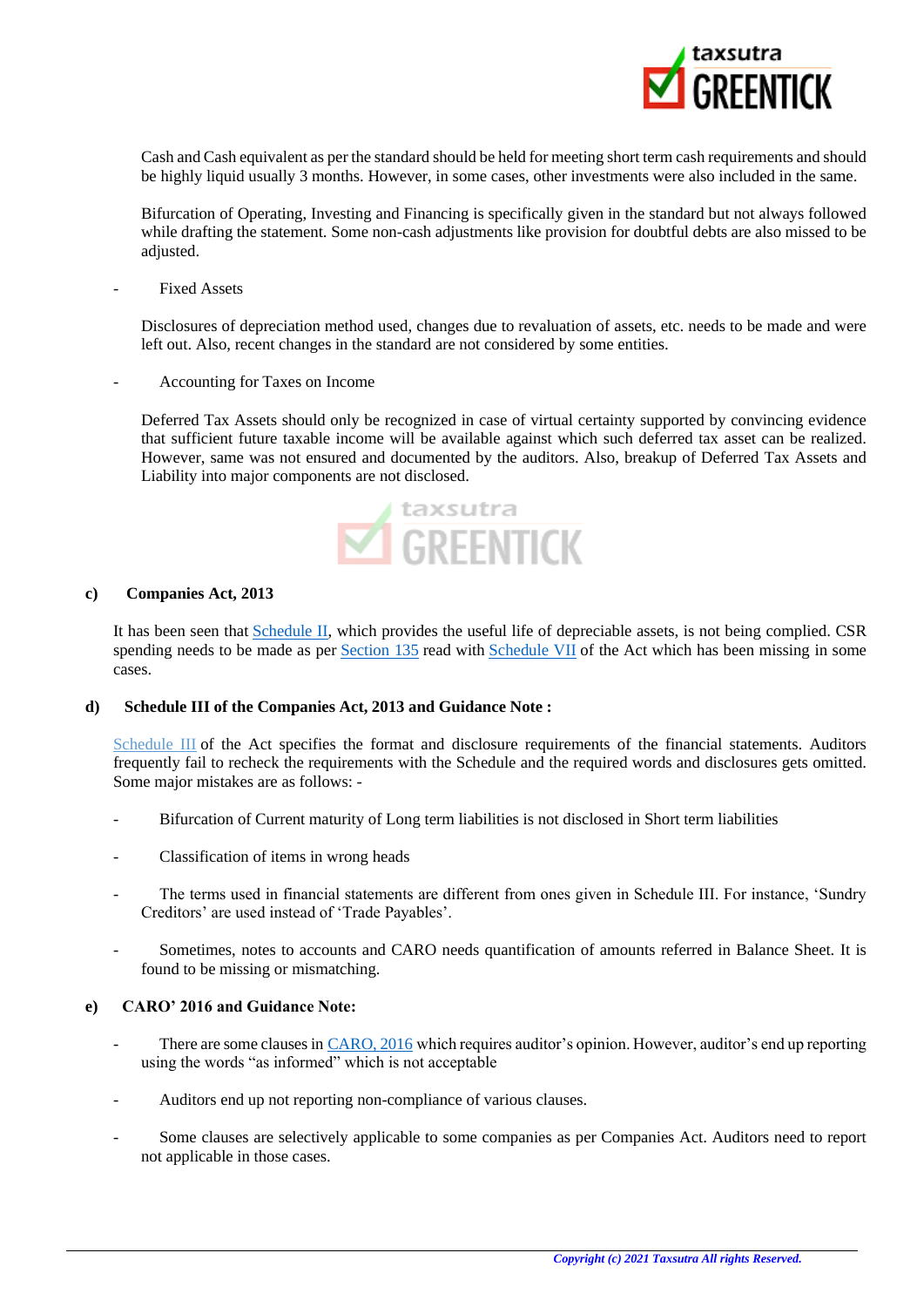Cash and Cash equivalent as per the standard should be held for meeting short term cash requirements and should be highly liquid usually 3 months. However, in some cases, other investments were also included in the same.

Bifurcation of Operating, Investing and Financing is specifically given in the standard but not always followed while drafting the statement. Some non-cash adjustments like provision for doubtful debts are also missed to be adjusted.

- Fixed Assets

Disclosures of depreciation method used, changes due to revaluation of assets, etc. needs to be made and were left out. Also, recent changes in the standard are not considered by some entities.

- Accounting for Taxes on Income

Deferred Tax Assets should only be recognized in case of virtual certainty supported by convincing evidence that sufficient future taxable income will be available against which such deferred tax asset can be realized. However, same was not ensured and documented by the auditors. Also, breakup of Deferred Tax Assets and Liability into major components are not disclosed.

**c) Companies Act, 2013**

It has been seen that Schedule II, which provides the useful life of depreciable assets, is not being complied. CSR spending needs to be made as per Section 135 read with Schedule VII of the Act which has been missing in some cases.

**d) Schedule III of the Companies Act, 2013 and Guidance Note :**

Schedule III of the Act specifies the format and disclosure requirements of the financial statements. Auditors frequently fail to recheck the requirements with the Schedule and the required words and disclosures gets omitted. Some major mistakes are as follows: -

- Bifurcation of Current maturity of Long term liabilities is not disclosed in Short term liabilities
- Classification of items in wrong heads
- The terms used in financial statements are different from ones given in Schedule III. For instance, 'Sundry Creditors' are used instead of 'Trade Payables'.
- Sometimes, notes to accounts and CARO needs quantification of amounts referred in Balance Sheet. It is found to be missing or mismatching.

**e) CARO' 2016 and Guidance Note:**

- There are some clauses in CARO, 2016 which requires auditor's opinion. However, auditor's end up reporting using the words "as informed" which is not acceptable
- Auditors end up not reporting non-compliance of various clauses.
- Some clauses are selectively applicable to some companies as per Companies Act. Auditors need to report not applicable in those cases.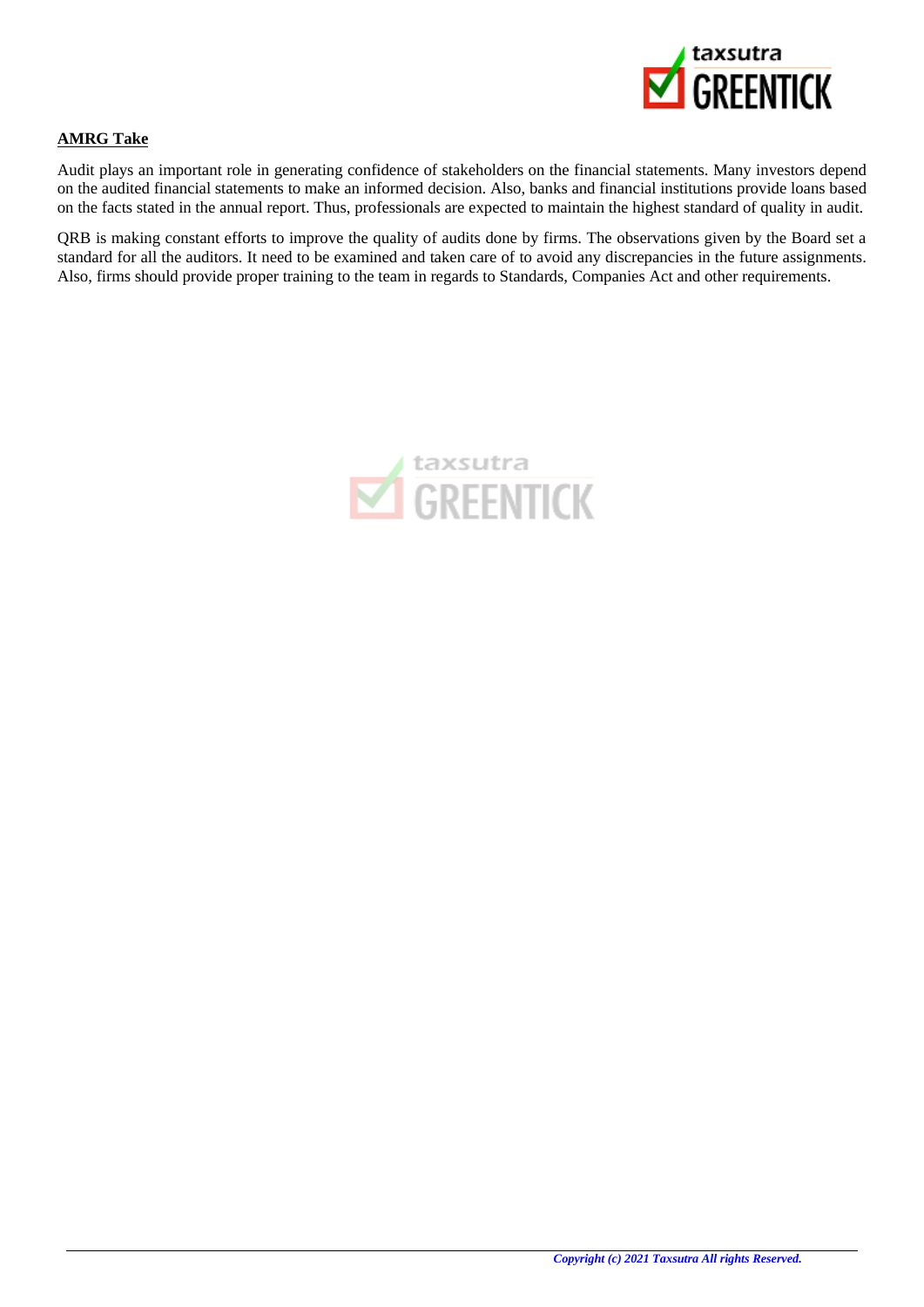**AMRG Take**

Audit plays an important role in generating confidence of stakeholders on the financial statements. Many investors depend on the audited financial statements to make an informed decision. Also, banks and financial institutions provide loans based on the facts stated in the annual report. Thus, professionals are expected to maintain the highest standard of quality in audit.

QRB is making constant efforts to improve the quality of audits done by firms. The observations given by the Board set a standard for all the auditors. It need to be examined and taken care of to avoid any discrepancies in the future assignments. Also, firms should provide proper training to the team in regards to Standards, Companies Act and other requirements.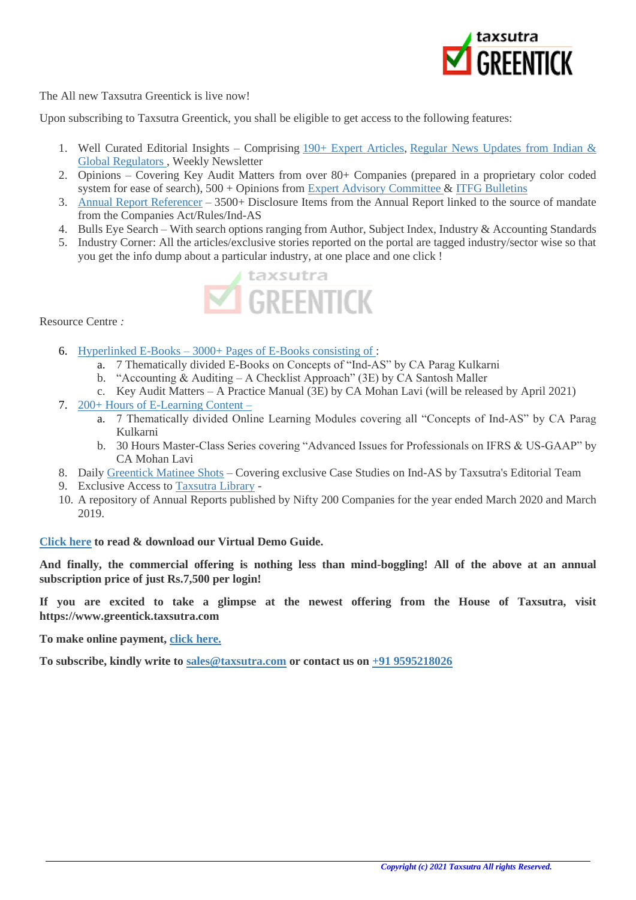The All new Taxsutra Greentick is live now!

Upon subscribing to Taxsutra Greentick, you shall be eligible to get access to the following features:

1. Well Curated Editorial Insights – Comprising 190+ Expert Articles, Regular News Updates from Indian & Global Regulators , Weekly Newsletter
2. Opinions – Covering Key Audit Matters from over 80+ Companies (prepared in a proprietary color coded system for ease of search), 500 + Opinions from Expert Advisory Committee & ITFG Bulletins
3. Annual Report Referencer – 3500+ Disclosure Items from the Annual Report linked to the source of mandate from the Companies Act/Rules/Ind-AS
4. Bulls Eye Search – With search options ranging from Author, Subject Index, Industry & Accounting Standards
5. Industry Corner: All the articles/exclusive stories reported on the portal are tagged industry/sector wise so that you get the info dump about a particular industry, at one place and one click !

Resource Centre *:*

6. Hyperlinked E-Books – 3000+ Pages of E-Books consisting of :
   a. 7 Thematically divided E-Books on Concepts of "Ind-AS" by CA Parag Kulkarni
   b. "Accounting & Auditing – A Checklist Approach" (3E) by CA Santosh Maller
   c. Key Audit Matters – A Practice Manual (3E) by CA Mohan Lavi (will be released by April 2021)
7. 200+ Hours of E-Learning Content –
   a. 7 Thematically divided Online Learning Modules covering all "Concepts of Ind-AS" by CA Parag Kulkarni
   b. 30 Hours Master-Class Series covering "Advanced Issues for Professionals on IFRS & US-GAAP" by CA Mohan Lavi
8. Daily Greentick Matinee Shots – Covering exclusive Case Studies on Ind-AS by Taxsutra's Editorial Team
9. Exclusive Access to Taxsutra Library -
10. A repository of Annual Reports published by Nifty 200 Companies for the year ended March 2020 and March 2019.

**Click here to read & download our Virtual Demo Guide.**

**And finally, the commercial offering is nothing less than mind-boggling! All of the above at an annual subscription price of just Rs.7,500 per login!**

**If you are excited to take a glimpse at the newest offering from the House of Taxsutra, visit https://www.greentick.taxsutra.com**

**To make online payment, click here.**

**To subscribe, kindly write to sales@taxsutra.com or contact us on +91 9595218026**

*Copyright (c) 2021 Taxsutra All rights Reserved.*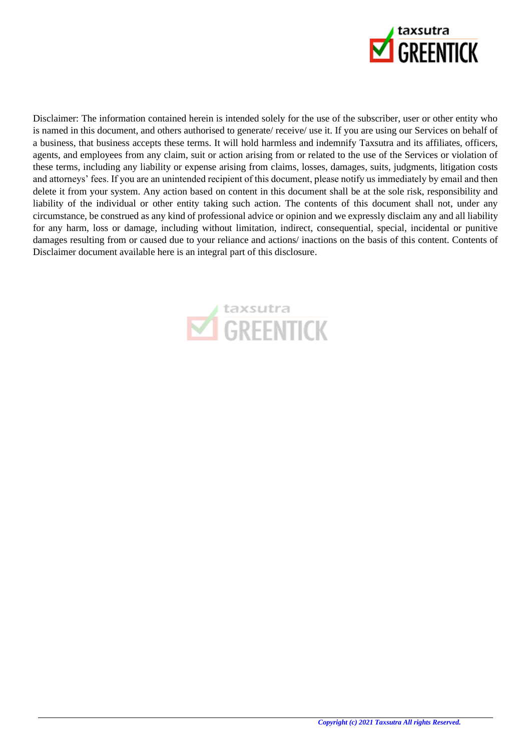Disclaimer: The information contained herein is intended solely for the use of the subscriber, user or other entity who is named in this document, and others authorised to generate/ receive/ use it. If you are using our Services on behalf of a business, that business accepts these terms. It will hold harmless and indemnify Taxsutra and its affiliates, officers, agents, and employees from any claim, suit or action arising from or related to the use of the Services or violation of these terms, including any liability or expense arising from claims, losses, damages, suits, judgments, litigation costs and attorneys' fees. If you are an unintended recipient of this document, please notify us immediately by email and then delete it from your system. Any action based on content in this document shall be at the sole risk, responsibility and liability of the individual or other entity taking such action. The contents of this document shall not, under any circumstance, be construed as any kind of professional advice or opinion and we expressly disclaim any and all liability for any harm, loss or damage, including without limitation, indirect, consequential, special, incidental or punitive damages resulting from or caused due to your reliance and actions/ inactions on the basis of this content. Contents of Disclaimer document available here is an integral part of this disclosure.